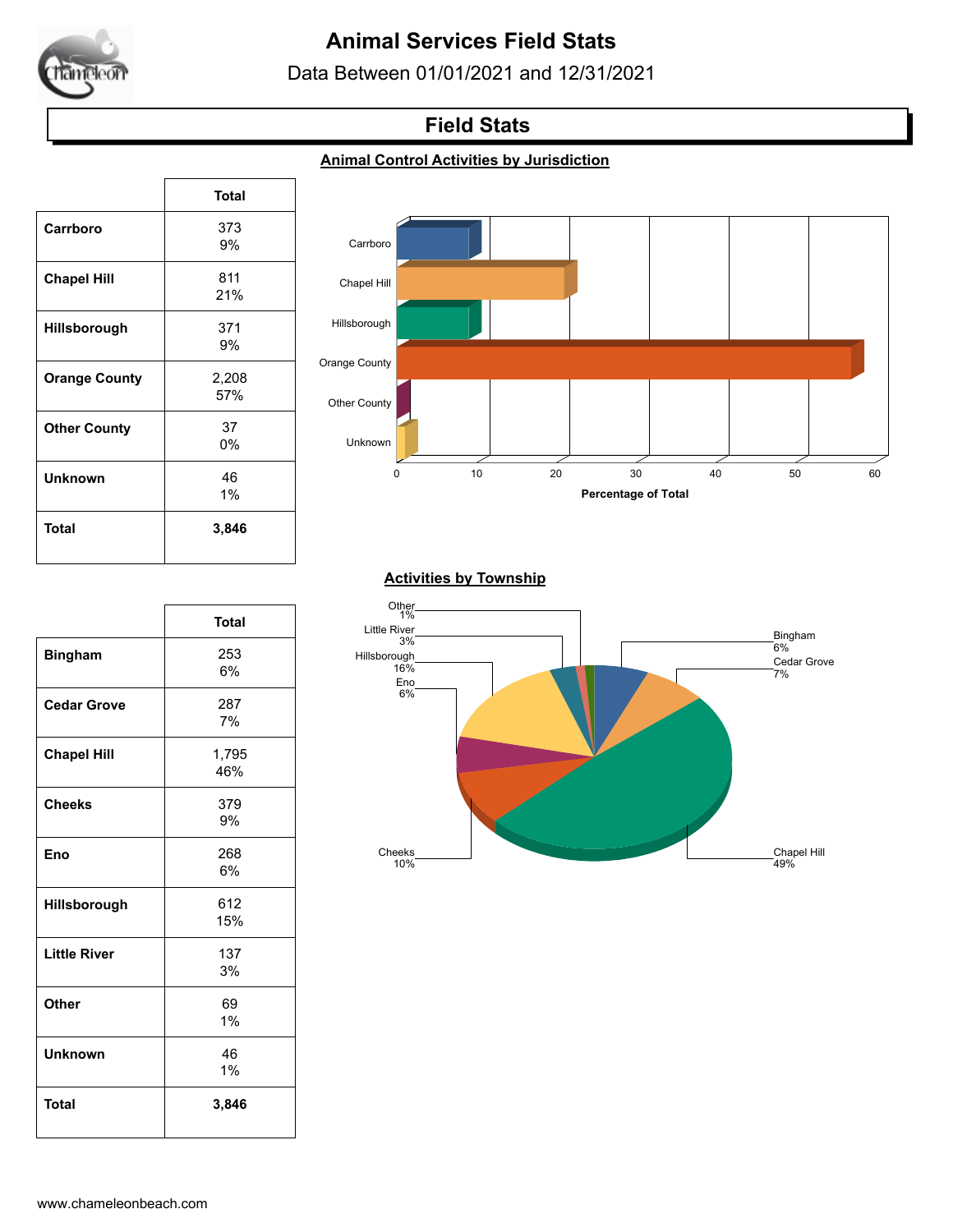# Animal Services Field Stats

Data Between 01/01/2021 and 12/31/2021

## Field Stats

### Animal Control Activities by Jurisdiction

| | Total |
|---|---|
| **Carrboro** | 373<br>9% |
| **Chapel Hill** | 811<br>21% |
| **Hillsborough** | 371<br>9% |
| **Orange County** | 2,208<br>57% |
| **Other County** | 37<br>0% |
| **Unknown** | 46<br>1% |
| **Total** | **3,846** |

### Activities by Township

| | Total |
|---|---|
| **Bingham** | 253<br>6% |
| **Cedar Grove** | 287<br>7% |
| **Chapel Hill** | 1,795<br>46% |
| **Cheeks** | 379<br>9% |
| **Eno** | 268<br>6% |
| **Hillsborough** | 612<br>15% |
| **Little River** | 137<br>3% |
| **Other** | 69<br>1% |
| **Unknown** | 46<br>1% |
| **Total** | **3,846** |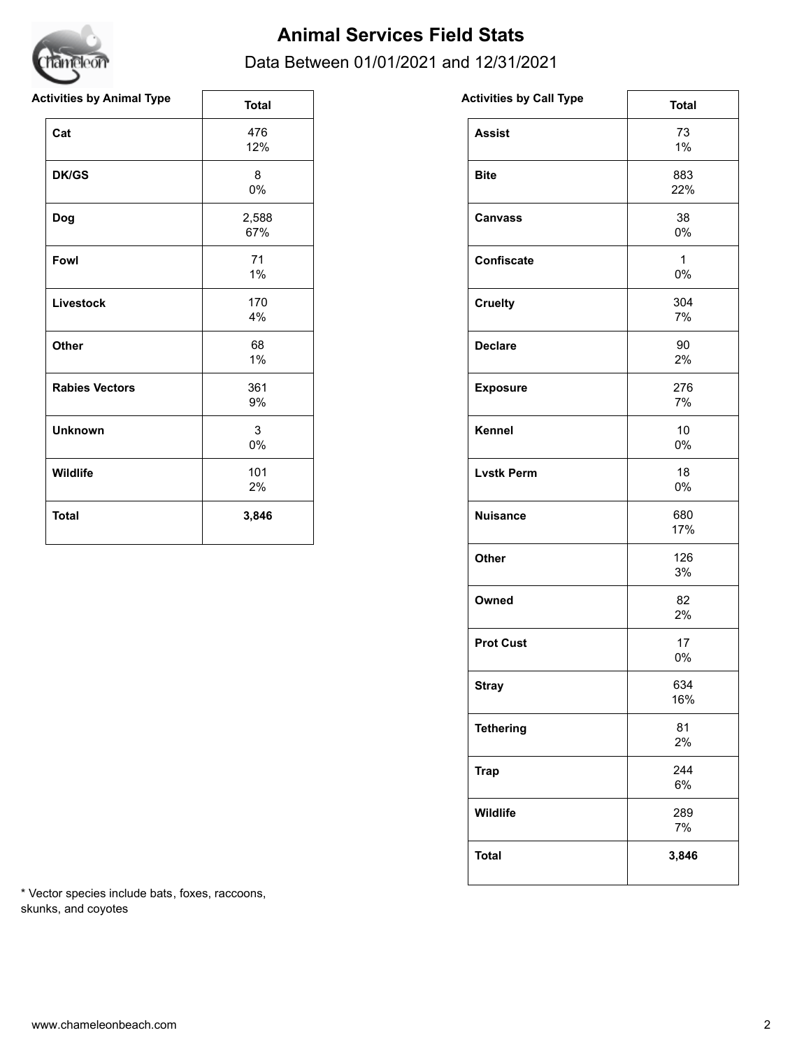# Animal Services Field Stats

Data Between 01/01/2021 and 12/31/2021

| Activities by Animal Type | Total |
|---|---|
| **Cat** | 476<br>12% |
| **DK/GS** | 8<br>0% |
| **Dog** | 2,588<br>67% |
| **Fowl** | 71<br>1% |
| **Livestock** | 170<br>4% |
| **Other** | 68<br>1% |
| **Rabies Vectors** | 361<br>9% |
| **Unknown** | 3<br>0% |
| **Wildlife** | 101<br>2% |
| **Total** | **3,846** |

| Activities by Call Type | Total |
|---|---|
| **Assist** | 73<br>1% |
| **Bite** | 883<br>22% |
| **Canvass** | 38<br>0% |
| **Confiscate** | 1<br>0% |
| **Cruelty** | 304<br>7% |
| **Declare** | 90<br>2% |
| **Exposure** | 276<br>7% |
| **Kennel** | 10<br>0% |
| **Lvstk Perm** | 18<br>0% |
| **Nuisance** | 680<br>17% |
| **Other** | 126<br>3% |
| **Owned** | 82<br>2% |
| **Prot Cust** | 17<br>0% |
| **Stray** | 634<br>16% |
| **Tethering** | 81<br>2% |
| **Trap** | 244<br>6% |
| **Wildlife** | 289<br>7% |
| **Total** | **3,846** |

* Vector species include bats, foxes, raccoons, skunks, and coyotes

www.chameleonbeach.com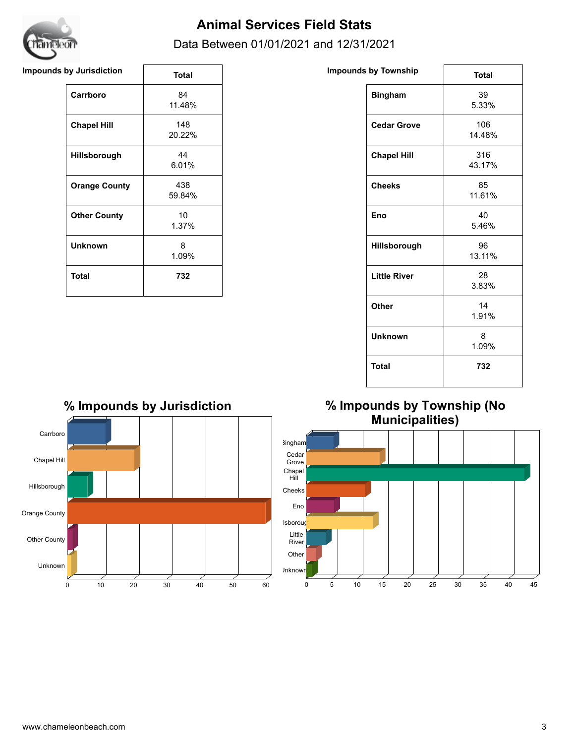# Animal Services Field Stats

Data Between 01/01/2021 and 12/31/2021

**Impounds by Jurisdiction**

| | Total |
|---|---|
| **Carrboro** | 84<br>11.48% |
| **Chapel Hill** | 148<br>20.22% |
| **Hillsborough** | 44<br>6.01% |
| **Orange County** | 438<br>59.84% |
| **Other County** | 10<br>1.37% |
| **Unknown** | 8<br>1.09% |
| **Total** | **732** |

**Impounds by Township**

| | Total |
|---|---|
| **Bingham** | 39<br>5.33% |
| **Cedar Grove** | 106<br>14.48% |
| **Chapel Hill** | 316<br>43.17% |
| **Cheeks** | 85<br>11.61% |
| **Eno** | 40<br>5.46% |
| **Hillsborough** | 96<br>13.11% |
| **Little River** | 28<br>3.83% |
| **Other** | 14<br>1.91% |
| **Unknown** | 8<br>1.09% |
| **Total** | **732** |

## % Impounds by Jurisdiction

Carrboro
Chapel Hill
Hillsborough
Orange County
Other County
Unknown

0 10 20 30 40 50 60

## % Impounds by Township (No Municipalities)

Bingham
Cedar Grove
Chapel Hill
Cheeks
Eno
Hillsborough
Little River
Other
Unknown

0 5 10 15 20 25 30 35 40 45

www.chameleonbeach.com